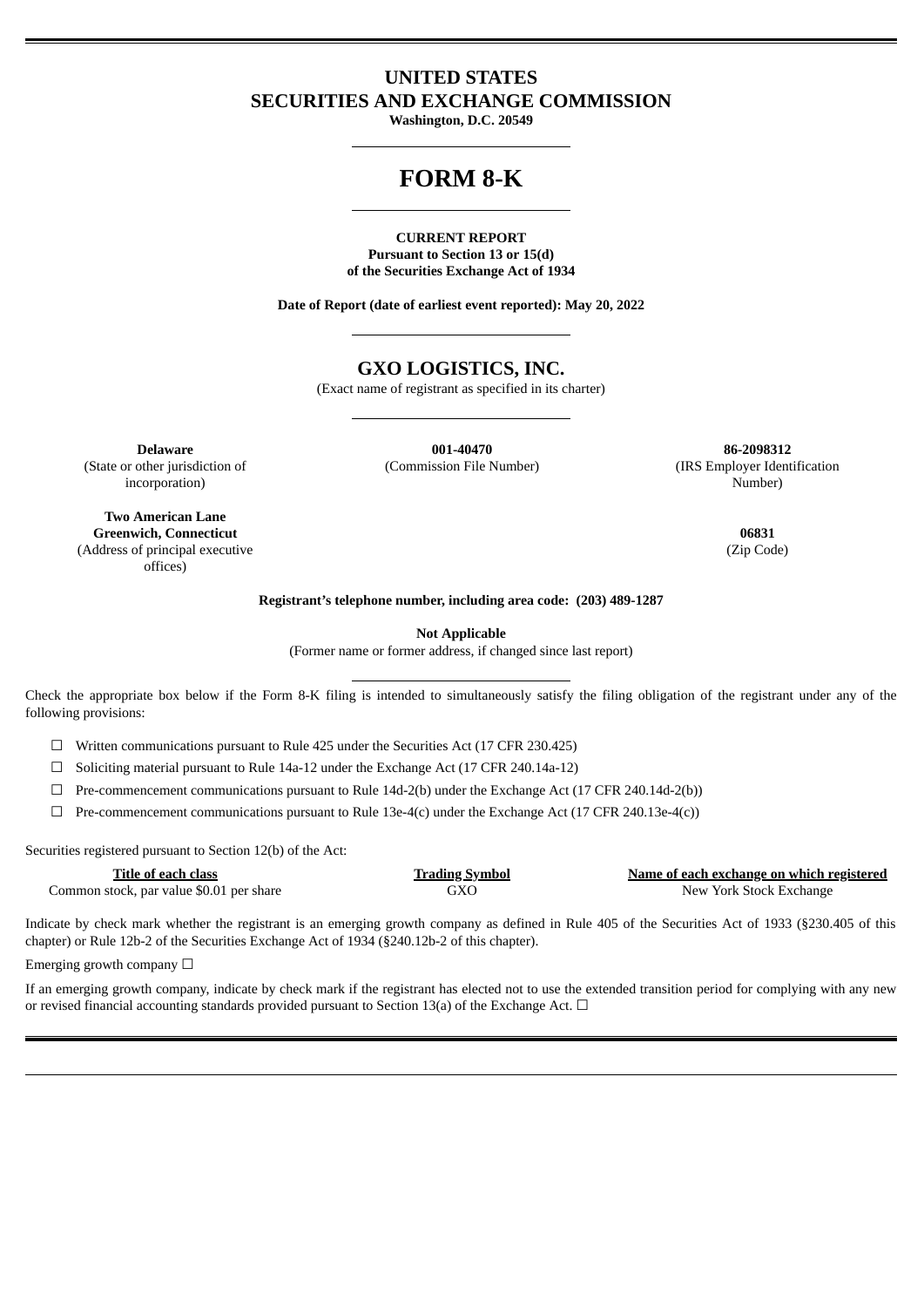# UNITED STATES
# SECURITIES AND EXCHANGE COMMISSION

**Washington, D.C. 20549**

# FORM 8-K

**CURRENT REPORT**
**Pursuant to Section 13 or 15(d)**
**of the Securities Exchange Act of 1934**

**Date of Report (date of earliest event reported): May 20, 2022**

## GXO LOGISTICS, INC.

(Exact name of registrant as specified in its charter)

| **Delaware** | **001-40470** | **86-2098312** |
|---|---|---|
| (State or other jurisdiction of incorporation) | (Commission File Number) | (IRS Employer Identification Number) |

| **Two American Lane Greenwich, Connecticut** | **06831** |
|---|---|
| (Address of principal executive offices) | (Zip Code) |

**Registrant's telephone number, including area code: (203) 489-1287**

**Not Applicable**
(Former name or former address, if changed since last report)

Check the appropriate box below if the Form 8-K filing is intended to simultaneously satisfy the filing obligation of the registrant under any of the following provisions:

☐ Written communications pursuant to Rule 425 under the Securities Act (17 CFR 230.425)

☐ Soliciting material pursuant to Rule 14a-12 under the Exchange Act (17 CFR 240.14a-12)

☐ Pre-commencement communications pursuant to Rule 14d-2(b) under the Exchange Act (17 CFR 240.14d-2(b))

☐ Pre-commencement communications pursuant to Rule 13e-4(c) under the Exchange Act (17 CFR 240.13e-4(c))

Securities registered pursuant to Section 12(b) of the Act:

| Title of each class | Trading Symbol | Name of each exchange on which registered |
|---|---|---|
| Common stock, par value $0.01 per share | GXO | New York Stock Exchange |

Indicate by check mark whether the registrant is an emerging growth company as defined in Rule 405 of the Securities Act of 1933 (§230.405 of this chapter) or Rule 12b-2 of the Securities Exchange Act of 1934 (§240.12b-2 of this chapter).

Emerging growth company ☐

If an emerging growth company, indicate by check mark if the registrant has elected not to use the extended transition period for complying with any new or revised financial accounting standards provided pursuant to Section 13(a) of the Exchange Act. ☐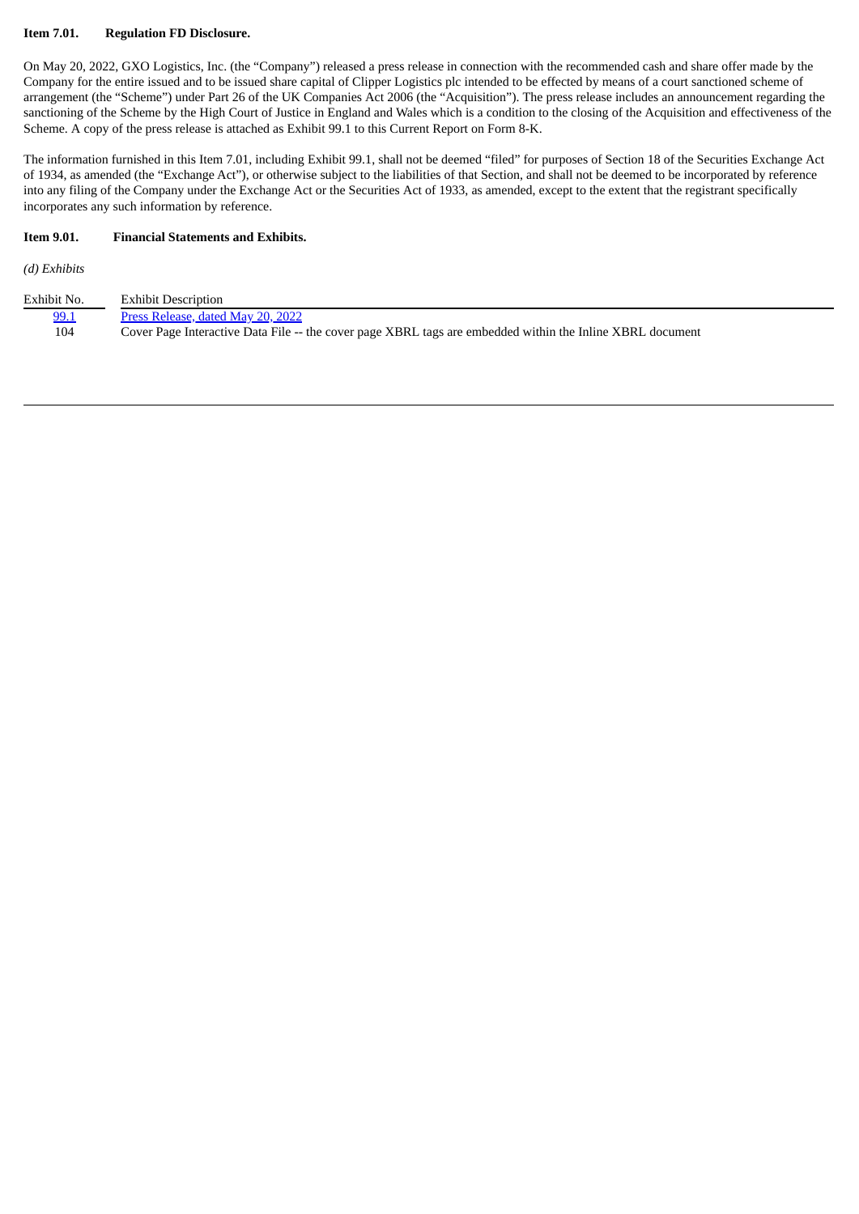**Item 7.01. Regulation FD Disclosure.**

On May 20, 2022, GXO Logistics, Inc. (the "Company") released a press release in connection with the recommended cash and share offer made by the Company for the entire issued and to be issued share capital of Clipper Logistics plc intended to be effected by means of a court sanctioned scheme of arrangement (the "Scheme") under Part 26 of the UK Companies Act 2006 (the "Acquisition"). The press release includes an announcement regarding the sanctioning of the Scheme by the High Court of Justice in England and Wales which is a condition to the closing of the Acquisition and effectiveness of the Scheme. A copy of the press release is attached as Exhibit 99.1 to this Current Report on Form 8-K.

The information furnished in this Item 7.01, including Exhibit 99.1, shall not be deemed "filed" for purposes of Section 18 of the Securities Exchange Act of 1934, as amended (the "Exchange Act"), or otherwise subject to the liabilities of that Section, and shall not be deemed to be incorporated by reference into any filing of the Company under the Exchange Act or the Securities Act of 1933, as amended, except to the extent that the registrant specifically incorporates any such information by reference.

**Item 9.01. Financial Statements and Exhibits.**

*(d) Exhibits*

| Exhibit No. | Exhibit Description |
|---|---|
| 99.1 | Press Release, dated May 20, 2022 |
| 104 | Cover Page Interactive Data File -- the cover page XBRL tags are embedded within the Inline XBRL document |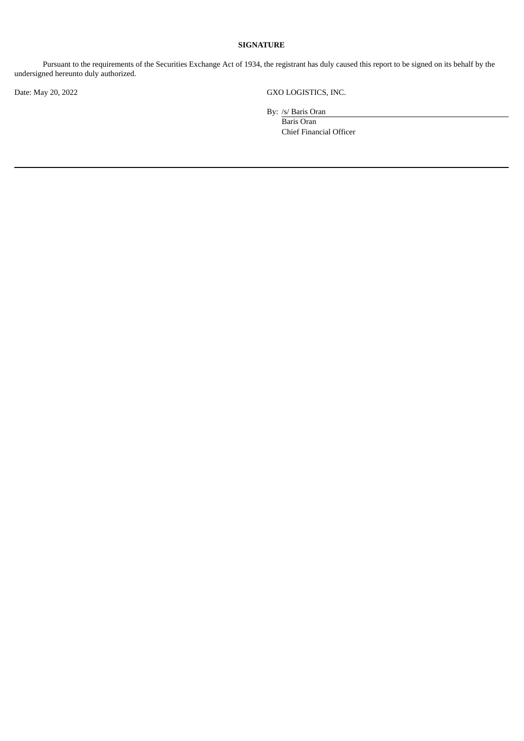**SIGNATURE**

Pursuant to the requirements of the Securities Exchange Act of 1934, the registrant has duly caused this report to be signed on its behalf by the undersigned hereunto duly authorized.

Date: May 20, 2022

GXO LOGISTICS, INC.

By: /s/ Baris Oran
Baris Oran
Chief Financial Officer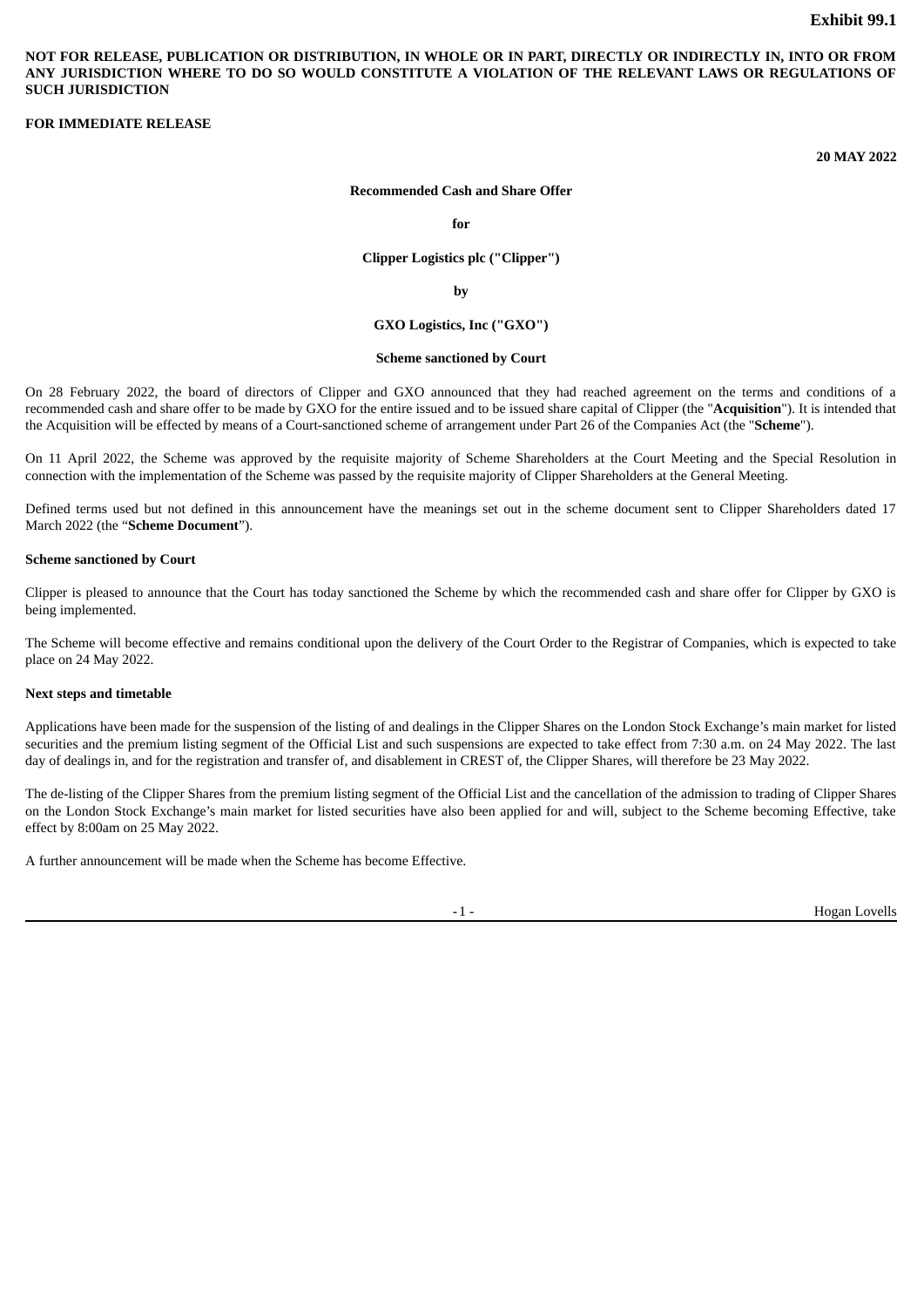**Exhibit 99.1**

**NOT FOR RELEASE, PUBLICATION OR DISTRIBUTION, IN WHOLE OR IN PART, DIRECTLY OR INDIRECTLY IN, INTO OR FROM ANY JURISDICTION WHERE TO DO SO WOULD CONSTITUTE A VIOLATION OF THE RELEVANT LAWS OR REGULATIONS OF SUCH JURISDICTION**

**FOR IMMEDIATE RELEASE**

**20 MAY 2022**

**Recommended Cash and Share Offer**

**for**

**Clipper Logistics plc ("Clipper")**

**by**

**GXO Logistics, Inc ("GXO")**

**Scheme sanctioned by Court**

On 28 February 2022, the board of directors of Clipper and GXO announced that they had reached agreement on the terms and conditions of a recommended cash and share offer to be made by GXO for the entire issued and to be issued share capital of Clipper (the "**Acquisition**"). It is intended that the Acquisition will be effected by means of a Court-sanctioned scheme of arrangement under Part 26 of the Companies Act (the "**Scheme**").

On 11 April 2022, the Scheme was approved by the requisite majority of Scheme Shareholders at the Court Meeting and the Special Resolution in connection with the implementation of the Scheme was passed by the requisite majority of Clipper Shareholders at the General Meeting.

Defined terms used but not defined in this announcement have the meanings set out in the scheme document sent to Clipper Shareholders dated 17 March 2022 (the "**Scheme Document**").

**Scheme sanctioned by Court**

Clipper is pleased to announce that the Court has today sanctioned the Scheme by which the recommended cash and share offer for Clipper by GXO is being implemented.

The Scheme will become effective and remains conditional upon the delivery of the Court Order to the Registrar of Companies, which is expected to take place on 24 May 2022.

**Next steps and timetable**

Applications have been made for the suspension of the listing of and dealings in the Clipper Shares on the London Stock Exchange's main market for listed securities and the premium listing segment of the Official List and such suspensions are expected to take effect from 7:30 a.m. on 24 May 2022. The last day of dealings in, and for the registration and transfer of, and disablement in CREST of, the Clipper Shares, will therefore be 23 May 2022.

The de-listing of the Clipper Shares from the premium listing segment of the Official List and the cancellation of the admission to trading of Clipper Shares on the London Stock Exchange's main market for listed securities have also been applied for and will, subject to the Scheme becoming Effective, take effect by 8:00am on 25 May 2022.

A further announcement will be made when the Scheme has become Effective.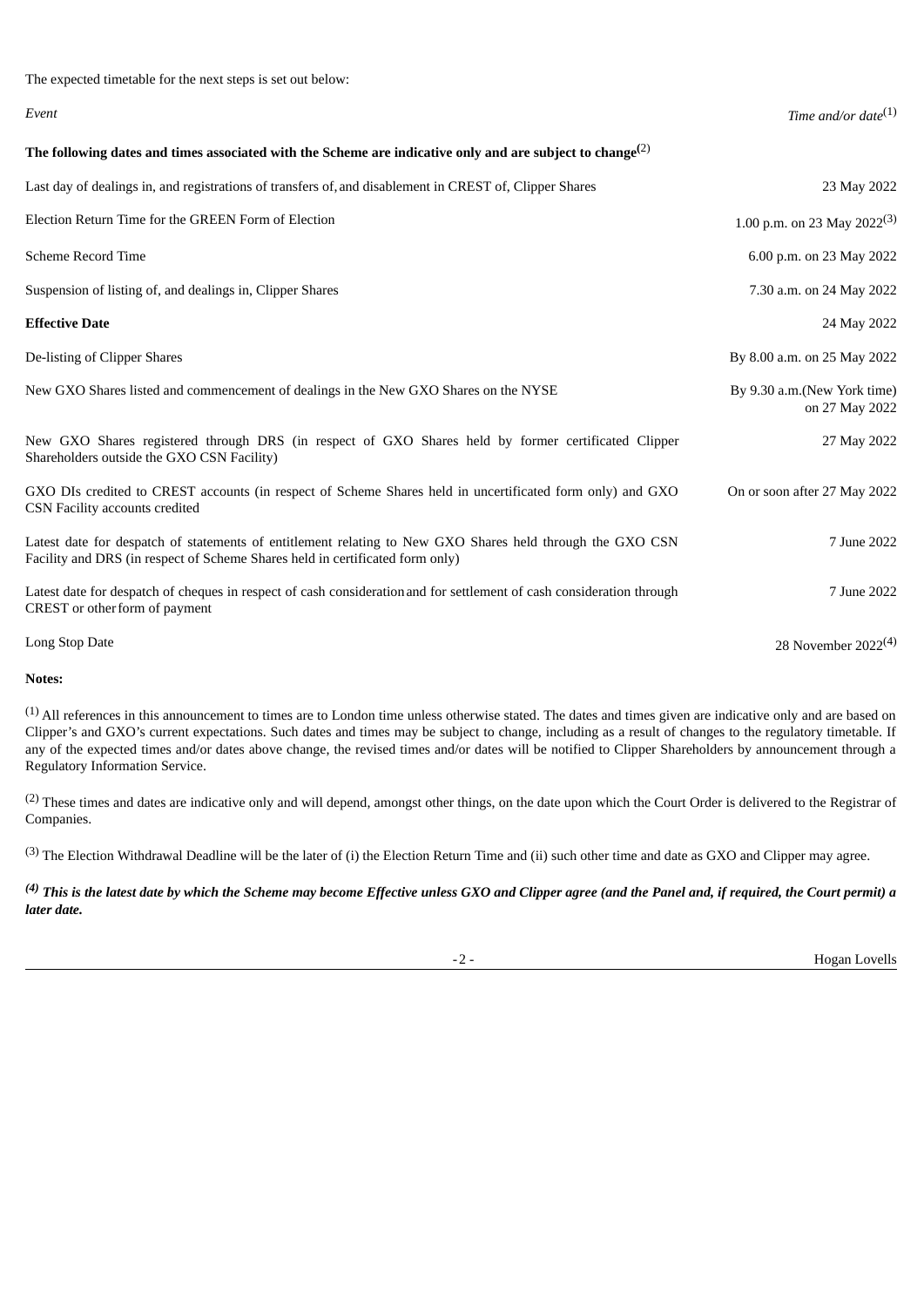The expected timetable for the next steps is set out below:

| *Event* | *Time and/or date*[1] |
|---|---|
| **The following dates and times associated with the Scheme are indicative only and are subject to change**[2] | |
| Last day of dealings in, and registrations of transfers of, and disablement in CREST of, Clipper Shares | 23 May 2022 |
| Election Return Time for the GREEN Form of Election | 1.00 p.m. on 23 May 2022[3] |
| Scheme Record Time | 6.00 p.m. on 23 May 2022 |
| Suspension of listing of, and dealings in, Clipper Shares | 7.30 a.m. on 24 May 2022 |
| **Effective Date** | 24 May 2022 |
| De-listing of Clipper Shares | By 8.00 a.m. on 25 May 2022 |
| New GXO Shares listed and commencement of dealings in the New GXO Shares on the NYSE | By 9.30 a.m.(New York time) on 27 May 2022 |
| New GXO Shares registered through DRS (in respect of GXO Shares held by former certificated Clipper Shareholders outside the GXO CSN Facility) | 27 May 2022 |
| GXO DIs credited to CREST accounts (in respect of Scheme Shares held in uncertificated form only) and GXO CSN Facility accounts credited | On or soon after 27 May 2022 |
| Latest date for despatch of statements of entitlement relating to New GXO Shares held through the GXO CSN Facility and DRS (in respect of Scheme Shares held in certificated form only) | 7 June 2022 |
| Latest date for despatch of cheques in respect of cash consideration and for settlement of cash consideration through CREST or other form of payment | 7 June 2022 |
| Long Stop Date | 28 November 2022[4] |

**Notes:**

[1] All references in this announcement to times are to London time unless otherwise stated. The dates and times given are indicative only and are based on Clipper's and GXO's current expectations. Such dates and times may be subject to change, including as a result of changes to the regulatory timetable. If any of the expected times and/or dates above change, the revised times and/or dates will be notified to Clipper Shareholders by announcement through a Regulatory Information Service.

[2] These times and dates are indicative only and will depend, amongst other things, on the date upon which the Court Order is delivered to the Registrar of Companies.

[3] The Election Withdrawal Deadline will be the later of (i) the Election Return Time and (ii) such other time and date as GXO and Clipper may agree.

***[4] This is the latest date by which the Scheme may become Effective unless GXO and Clipper agree (and the Panel and, if required, the Court permit) a later date.***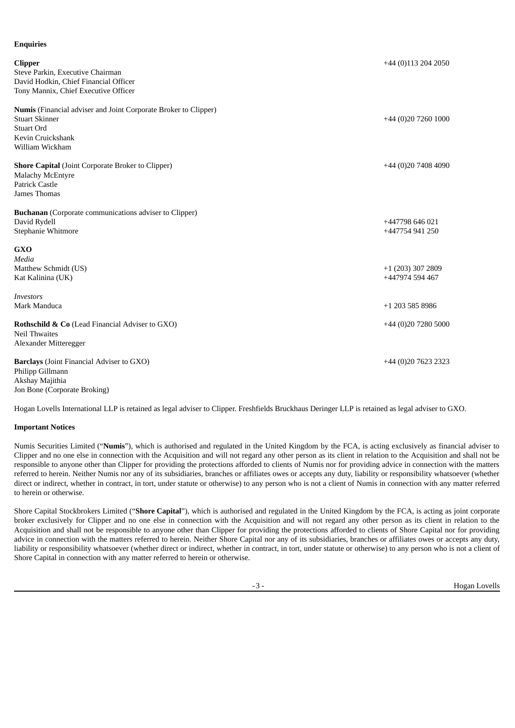**Enquiries**

**Clipper** +44 (0)113 204 2050
Steve Parkin, Executive Chairman
David Hodkin, Chief Financial Officer
Tony Mannix, Chief Executive Officer

**Numis** (Financial adviser and Joint Corporate Broker to Clipper)
Stuart Skinner +44 (0)20 7260 1000
Stuart Ord
Kevin Cruickshank
William Wickham

**Shore Capital** (Joint Corporate Broker to Clipper) +44 (0)20 7408 4090
Malachy McEntyre
Patrick Castle
James Thomas

**Buchanan** (Corporate communications adviser to Clipper)
David Rydell +447798 646 021
Stephanie Whitmore +447754 941 250

**GXO**
*Media*
Matthew Schmidt (US) +1 (203) 307 2809
Kat Kalinina (UK) +447974 594 467

*Investors*
Mark Manduca +1 203 585 8986

**Rothschild & Co** (Lead Financial Adviser to GXO) +44 (0)20 7280 5000
Neil Thwaites
Alexander Mitteregger

**Barclays** (Joint Financial Adviser to GXO) +44 (0)20 7623 2323
Philipp Gillmann
Akshay Majithia
Jon Bone (Corporate Broking)

Hogan Lovells International LLP is retained as legal adviser to Clipper. Freshfields Bruckhaus Deringer LLP is retained as legal adviser to GXO.

**Important Notices**

Numis Securities Limited ("**Numis**"), which is authorised and regulated in the United Kingdom by the FCA, is acting exclusively as financial adviser to Clipper and no one else in connection with the Acquisition and will not regard any other person as its client in relation to the Acquisition and shall not be responsible to anyone other than Clipper for providing the protections afforded to clients of Numis nor for providing advice in connection with the matters referred to herein. Neither Numis nor any of its subsidiaries, branches or affiliates owes or accepts any duty, liability or responsibility whatsoever (whether direct or indirect, whether in contract, in tort, under statute or otherwise) to any person who is not a client of Numis in connection with any matter referred to herein or otherwise.

Shore Capital Stockbrokers Limited ("**Shore Capital**"), which is authorised and regulated in the United Kingdom by the FCA, is acting as joint corporate broker exclusively for Clipper and no one else in connection with the Acquisition and will not regard any other person as its client in relation to the Acquisition and shall not be responsible to anyone other than Clipper for providing the protections afforded to clients of Shore Capital nor for providing advice in connection with the matters referred to herein. Neither Shore Capital nor any of its subsidiaries, branches or affiliates owes or accepts any duty, liability or responsibility whatsoever (whether direct or indirect, whether in contract, in tort, under statute or otherwise) to any person who is not a client of Shore Capital in connection with any matter referred to herein or otherwise.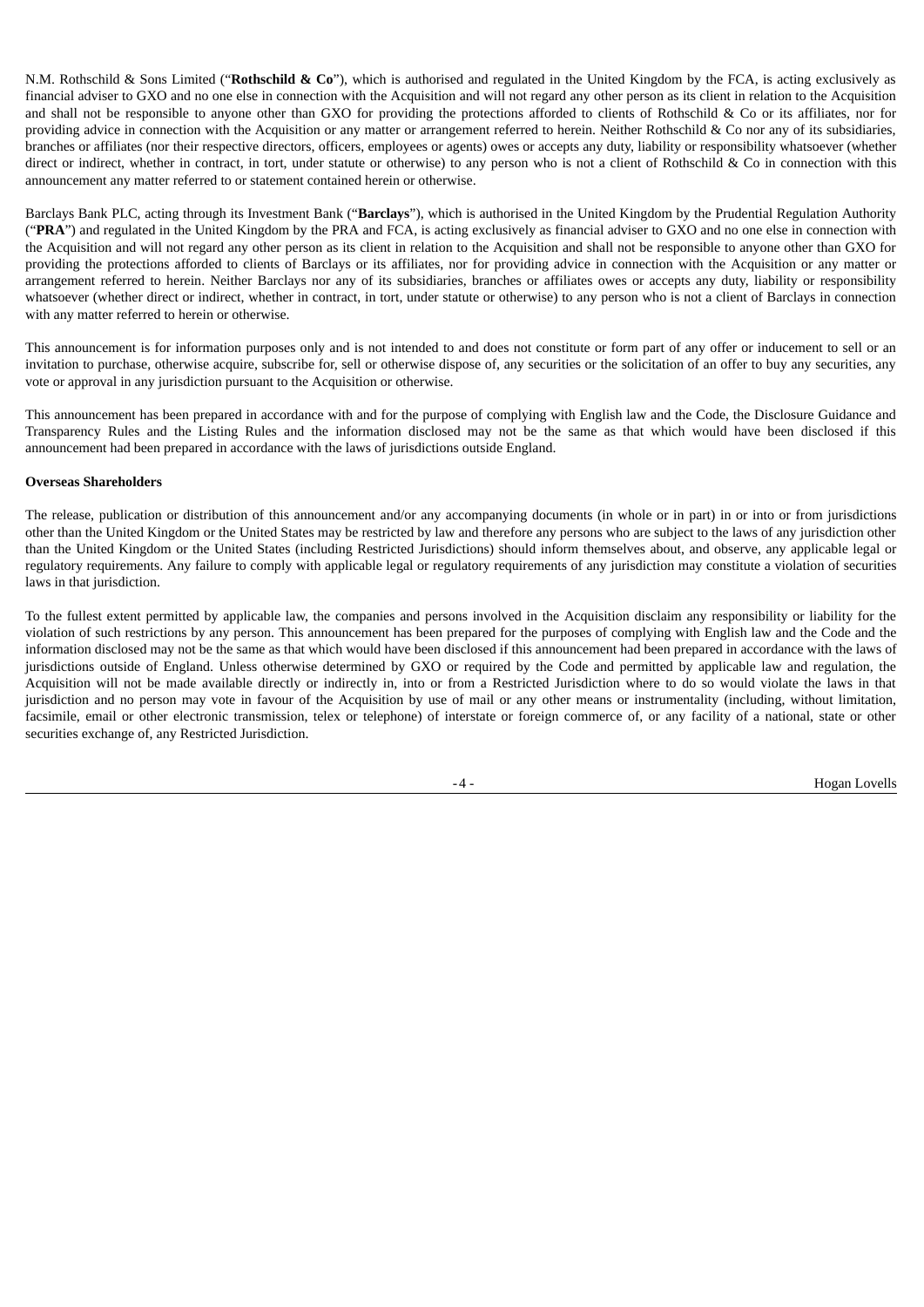N.M. Rothschild & Sons Limited ("**Rothschild & Co**"), which is authorised and regulated in the United Kingdom by the FCA, is acting exclusively as financial adviser to GXO and no one else in connection with the Acquisition and will not regard any other person as its client in relation to the Acquisition and shall not be responsible to anyone other than GXO for providing the protections afforded to clients of Rothschild & Co or its affiliates, nor for providing advice in connection with the Acquisition or any matter or arrangement referred to herein. Neither Rothschild & Co nor any of its subsidiaries, branches or affiliates (nor their respective directors, officers, employees or agents) owes or accepts any duty, liability or responsibility whatsoever (whether direct or indirect, whether in contract, in tort, under statute or otherwise) to any person who is not a client of Rothschild & Co in connection with this announcement any matter referred to or statement contained herein or otherwise.

Barclays Bank PLC, acting through its Investment Bank ("**Barclays**"), which is authorised in the United Kingdom by the Prudential Regulation Authority ("**PRA**") and regulated in the United Kingdom by the PRA and FCA, is acting exclusively as financial adviser to GXO and no one else in connection with the Acquisition and will not regard any other person as its client in relation to the Acquisition and shall not be responsible to anyone other than GXO for providing the protections afforded to clients of Barclays or its affiliates, nor for providing advice in connection with the Acquisition or any matter or arrangement referred to herein. Neither Barclays nor any of its subsidiaries, branches or affiliates owes or accepts any duty, liability or responsibility whatsoever (whether direct or indirect, whether in contract, in tort, under statute or otherwise) to any person who is not a client of Barclays in connection with any matter referred to herein or otherwise.

This announcement is for information purposes only and is not intended to and does not constitute or form part of any offer or inducement to sell or an invitation to purchase, otherwise acquire, subscribe for, sell or otherwise dispose of, any securities or the solicitation of an offer to buy any securities, any vote or approval in any jurisdiction pursuant to the Acquisition or otherwise.

This announcement has been prepared in accordance with and for the purpose of complying with English law and the Code, the Disclosure Guidance and Transparency Rules and the Listing Rules and the information disclosed may not be the same as that which would have been disclosed if this announcement had been prepared in accordance with the laws of jurisdictions outside England.

**Overseas Shareholders**

The release, publication or distribution of this announcement and/or any accompanying documents (in whole or in part) in or into or from jurisdictions other than the United Kingdom or the United States may be restricted by law and therefore any persons who are subject to the laws of any jurisdiction other than the United Kingdom or the United States (including Restricted Jurisdictions) should inform themselves about, and observe, any applicable legal or regulatory requirements. Any failure to comply with applicable legal or regulatory requirements of any jurisdiction may constitute a violation of securities laws in that jurisdiction.

To the fullest extent permitted by applicable law, the companies and persons involved in the Acquisition disclaim any responsibility or liability for the violation of such restrictions by any person. This announcement has been prepared for the purposes of complying with English law and the Code and the information disclosed may not be the same as that which would have been disclosed if this announcement had been prepared in accordance with the laws of jurisdictions outside of England. Unless otherwise determined by GXO or required by the Code and permitted by applicable law and regulation, the Acquisition will not be made available directly or indirectly in, into or from a Restricted Jurisdiction where to do so would violate the laws in that jurisdiction and no person may vote in favour of the Acquisition by use of mail or any other means or instrumentality (including, without limitation, facsimile, email or other electronic transmission, telex or telephone) of interstate or foreign commerce of, or any facility of a national, state or other securities exchange of, any Restricted Jurisdiction.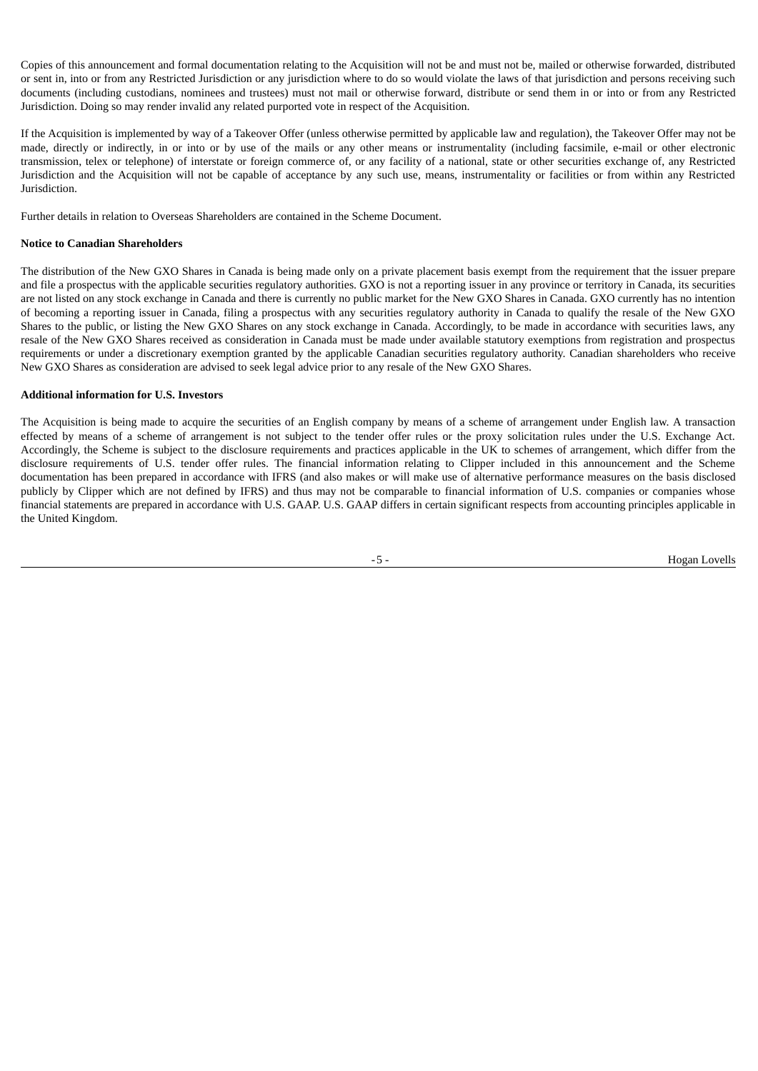Copies of this announcement and formal documentation relating to the Acquisition will not be and must not be, mailed or otherwise forwarded, distributed or sent in, into or from any Restricted Jurisdiction or any jurisdiction where to do so would violate the laws of that jurisdiction and persons receiving such documents (including custodians, nominees and trustees) must not mail or otherwise forward, distribute or send them in or into or from any Restricted Jurisdiction. Doing so may render invalid any related purported vote in respect of the Acquisition.

If the Acquisition is implemented by way of a Takeover Offer (unless otherwise permitted by applicable law and regulation), the Takeover Offer may not be made, directly or indirectly, in or into or by use of the mails or any other means or instrumentality (including facsimile, e-mail or other electronic transmission, telex or telephone) of interstate or foreign commerce of, or any facility of a national, state or other securities exchange of, any Restricted Jurisdiction and the Acquisition will not be capable of acceptance by any such use, means, instrumentality or facilities or from within any Restricted Jurisdiction.

Further details in relation to Overseas Shareholders are contained in the Scheme Document.

**Notice to Canadian Shareholders**

The distribution of the New GXO Shares in Canada is being made only on a private placement basis exempt from the requirement that the issuer prepare and file a prospectus with the applicable securities regulatory authorities. GXO is not a reporting issuer in any province or territory in Canada, its securities are not listed on any stock exchange in Canada and there is currently no public market for the New GXO Shares in Canada. GXO currently has no intention of becoming a reporting issuer in Canada, filing a prospectus with any securities regulatory authority in Canada to qualify the resale of the New GXO Shares to the public, or listing the New GXO Shares on any stock exchange in Canada. Accordingly, to be made in accordance with securities laws, any resale of the New GXO Shares received as consideration in Canada must be made under available statutory exemptions from registration and prospectus requirements or under a discretionary exemption granted by the applicable Canadian securities regulatory authority. Canadian shareholders who receive New GXO Shares as consideration are advised to seek legal advice prior to any resale of the New GXO Shares.

**Additional information for U.S. Investors**

The Acquisition is being made to acquire the securities of an English company by means of a scheme of arrangement under English law. A transaction effected by means of a scheme of arrangement is not subject to the tender offer rules or the proxy solicitation rules under the U.S. Exchange Act. Accordingly, the Scheme is subject to the disclosure requirements and practices applicable in the UK to schemes of arrangement, which differ from the disclosure requirements of U.S. tender offer rules. The financial information relating to Clipper included in this announcement and the Scheme documentation has been prepared in accordance with IFRS (and also makes or will make use of alternative performance measures on the basis disclosed publicly by Clipper which are not defined by IFRS) and thus may not be comparable to financial information of U.S. companies or companies whose financial statements are prepared in accordance with U.S. GAAP. U.S. GAAP differs in certain significant respects from accounting principles applicable in the United Kingdom.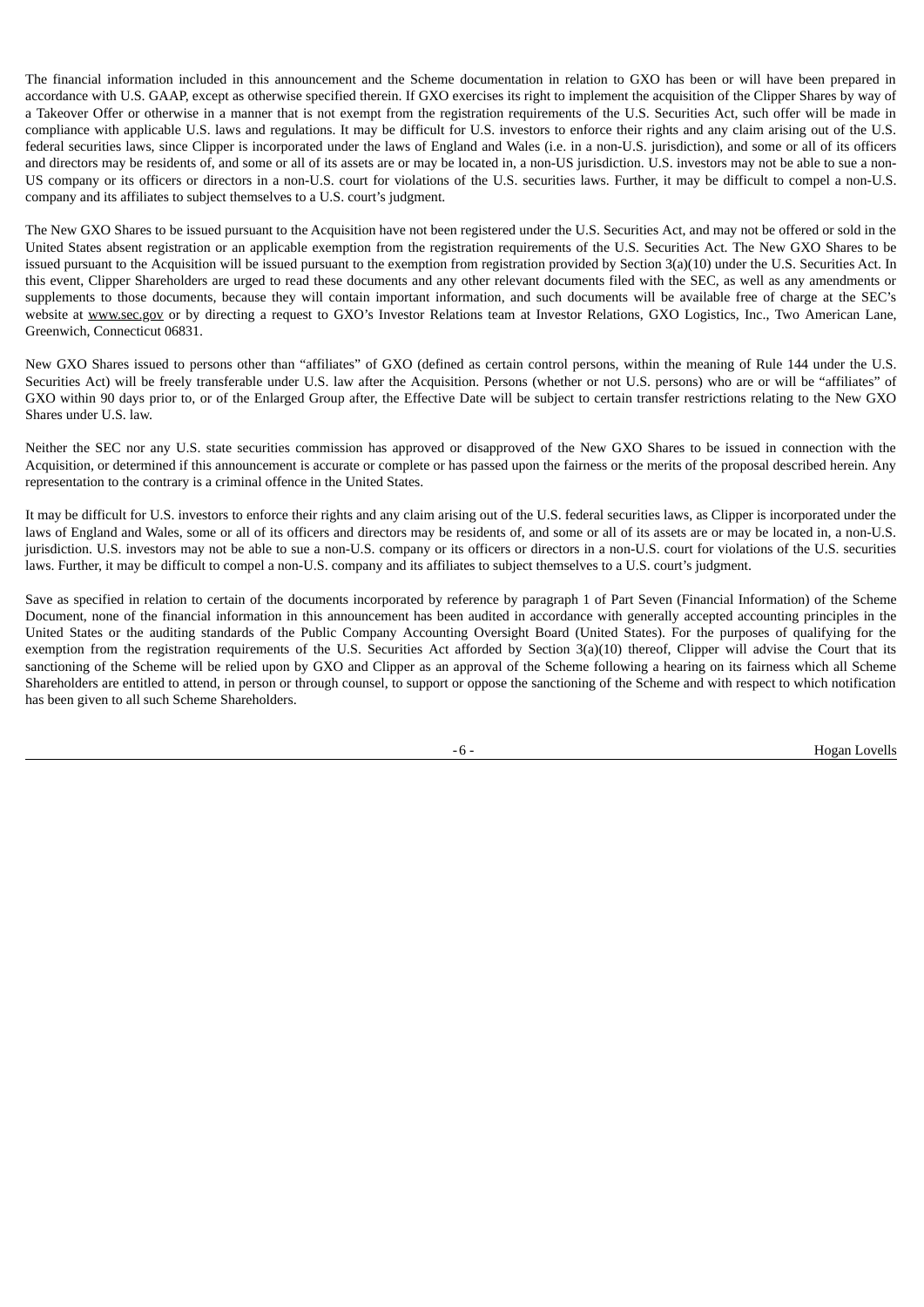The financial information included in this announcement and the Scheme documentation in relation to GXO has been or will have been prepared in accordance with U.S. GAAP, except as otherwise specified therein. If GXO exercises its right to implement the acquisition of the Clipper Shares by way of a Takeover Offer or otherwise in a manner that is not exempt from the registration requirements of the U.S. Securities Act, such offer will be made in compliance with applicable U.S. laws and regulations. It may be difficult for U.S. investors to enforce their rights and any claim arising out of the U.S. federal securities laws, since Clipper is incorporated under the laws of England and Wales (i.e. in a non-U.S. jurisdiction), and some or all of its officers and directors may be residents of, and some or all of its assets are or may be located in, a non-US jurisdiction. U.S. investors may not be able to sue a non-US company or its officers or directors in a non-U.S. court for violations of the U.S. securities laws. Further, it may be difficult to compel a non-U.S. company and its affiliates to subject themselves to a U.S. court's judgment.

The New GXO Shares to be issued pursuant to the Acquisition have not been registered under the U.S. Securities Act, and may not be offered or sold in the United States absent registration or an applicable exemption from the registration requirements of the U.S. Securities Act. The New GXO Shares to be issued pursuant to the Acquisition will be issued pursuant to the exemption from registration provided by Section 3(a)(10) under the U.S. Securities Act. In this event, Clipper Shareholders are urged to read these documents and any other relevant documents filed with the SEC, as well as any amendments or supplements to those documents, because they will contain important information, and such documents will be available free of charge at the SEC's website at www.sec.gov or by directing a request to GXO's Investor Relations team at Investor Relations, GXO Logistics, Inc., Two American Lane, Greenwich, Connecticut 06831.

New GXO Shares issued to persons other than "affiliates" of GXO (defined as certain control persons, within the meaning of Rule 144 under the U.S. Securities Act) will be freely transferable under U.S. law after the Acquisition. Persons (whether or not U.S. persons) who are or will be "affiliates" of GXO within 90 days prior to, or of the Enlarged Group after, the Effective Date will be subject to certain transfer restrictions relating to the New GXO Shares under U.S. law.

Neither the SEC nor any U.S. state securities commission has approved or disapproved of the New GXO Shares to be issued in connection with the Acquisition, or determined if this announcement is accurate or complete or has passed upon the fairness or the merits of the proposal described herein. Any representation to the contrary is a criminal offence in the United States.

It may be difficult for U.S. investors to enforce their rights and any claim arising out of the U.S. federal securities laws, as Clipper is incorporated under the laws of England and Wales, some or all of its officers and directors may be residents of, and some or all of its assets are or may be located in, a non-U.S. jurisdiction. U.S. investors may not be able to sue a non-U.S. company or its officers or directors in a non-U.S. court for violations of the U.S. securities laws. Further, it may be difficult to compel a non-U.S. company and its affiliates to subject themselves to a U.S. court's judgment.

Save as specified in relation to certain of the documents incorporated by reference by paragraph 1 of Part Seven (Financial Information) of the Scheme Document, none of the financial information in this announcement has been audited in accordance with generally accepted accounting principles in the United States or the auditing standards of the Public Company Accounting Oversight Board (United States). For the purposes of qualifying for the exemption from the registration requirements of the U.S. Securities Act afforded by Section 3(a)(10) thereof, Clipper will advise the Court that its sanctioning of the Scheme will be relied upon by GXO and Clipper as an approval of the Scheme following a hearing on its fairness which all Scheme Shareholders are entitled to attend, in person or through counsel, to support or oppose the sanctioning of the Scheme and with respect to which notification has been given to all such Scheme Shareholders.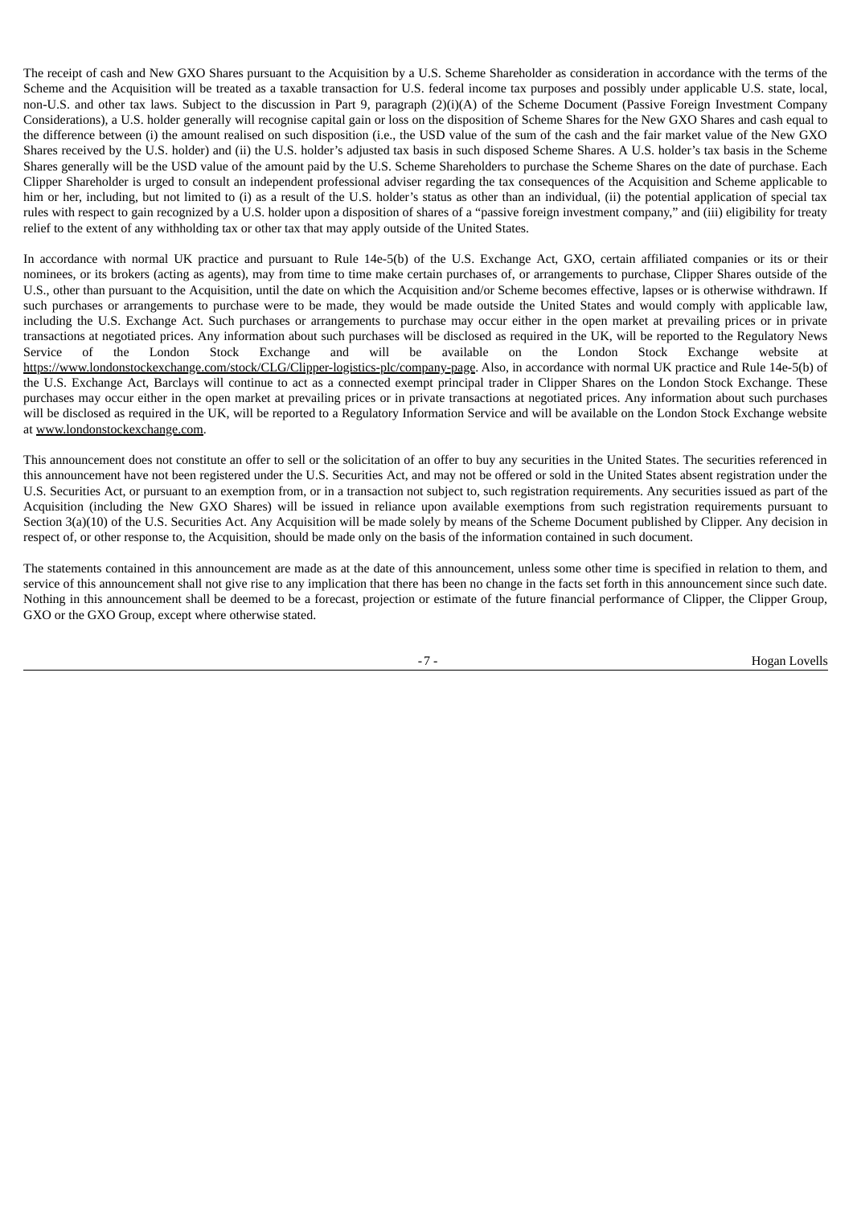The receipt of cash and New GXO Shares pursuant to the Acquisition by a U.S. Scheme Shareholder as consideration in accordance with the terms of the Scheme and the Acquisition will be treated as a taxable transaction for U.S. federal income tax purposes and possibly under applicable U.S. state, local, non-U.S. and other tax laws. Subject to the discussion in Part 9, paragraph (2)(i)(A) of the Scheme Document (Passive Foreign Investment Company Considerations), a U.S. holder generally will recognise capital gain or loss on the disposition of Scheme Shares for the New GXO Shares and cash equal to the difference between (i) the amount realised on such disposition (i.e., the USD value of the sum of the cash and the fair market value of the New GXO Shares received by the U.S. holder) and (ii) the U.S. holder's adjusted tax basis in such disposed Scheme Shares. A U.S. holder's tax basis in the Scheme Shares generally will be the USD value of the amount paid by the U.S. Scheme Shareholders to purchase the Scheme Shares on the date of purchase. Each Clipper Shareholder is urged to consult an independent professional adviser regarding the tax consequences of the Acquisition and Scheme applicable to him or her, including, but not limited to (i) as a result of the U.S. holder's status as other than an individual, (ii) the potential application of special tax rules with respect to gain recognized by a U.S. holder upon a disposition of shares of a "passive foreign investment company," and (iii) eligibility for treaty relief to the extent of any withholding tax or other tax that may apply outside of the United States.

In accordance with normal UK practice and pursuant to Rule 14e-5(b) of the U.S. Exchange Act, GXO, certain affiliated companies or its or their nominees, or its brokers (acting as agents), may from time to time make certain purchases of, or arrangements to purchase, Clipper Shares outside of the U.S., other than pursuant to the Acquisition, until the date on which the Acquisition and/or Scheme becomes effective, lapses or is otherwise withdrawn. If such purchases or arrangements to purchase were to be made, they would be made outside the United States and would comply with applicable law, including the U.S. Exchange Act. Such purchases or arrangements to purchase may occur either in the open market at prevailing prices or in private transactions at negotiated prices. Any information about such purchases will be disclosed as required in the UK, will be reported to the Regulatory News Service of the London Stock Exchange and will be available on the London Stock Exchange website at https://www.londonstockexchange.com/stock/CLG/Clipper-logistics-plc/company-page. Also, in accordance with normal UK practice and Rule 14e-5(b) of the U.S. Exchange Act, Barclays will continue to act as a connected exempt principal trader in Clipper Shares on the London Stock Exchange. These purchases may occur either in the open market at prevailing prices or in private transactions at negotiated prices. Any information about such purchases will be disclosed as required in the UK, will be reported to a Regulatory Information Service and will be available on the London Stock Exchange website at www.londonstockexchange.com.

This announcement does not constitute an offer to sell or the solicitation of an offer to buy any securities in the United States. The securities referenced in this announcement have not been registered under the U.S. Securities Act, and may not be offered or sold in the United States absent registration under the U.S. Securities Act, or pursuant to an exemption from, or in a transaction not subject to, such registration requirements. Any securities issued as part of the Acquisition (including the New GXO Shares) will be issued in reliance upon available exemptions from such registration requirements pursuant to Section 3(a)(10) of the U.S. Securities Act. Any Acquisition will be made solely by means of the Scheme Document published by Clipper. Any decision in respect of, or other response to, the Acquisition, should be made only on the basis of the information contained in such document.

The statements contained in this announcement are made as at the date of this announcement, unless some other time is specified in relation to them, and service of this announcement shall not give rise to any implication that there has been no change in the facts set forth in this announcement since such date. Nothing in this announcement shall be deemed to be a forecast, projection or estimate of the future financial performance of Clipper, the Clipper Group, GXO or the GXO Group, except where otherwise stated.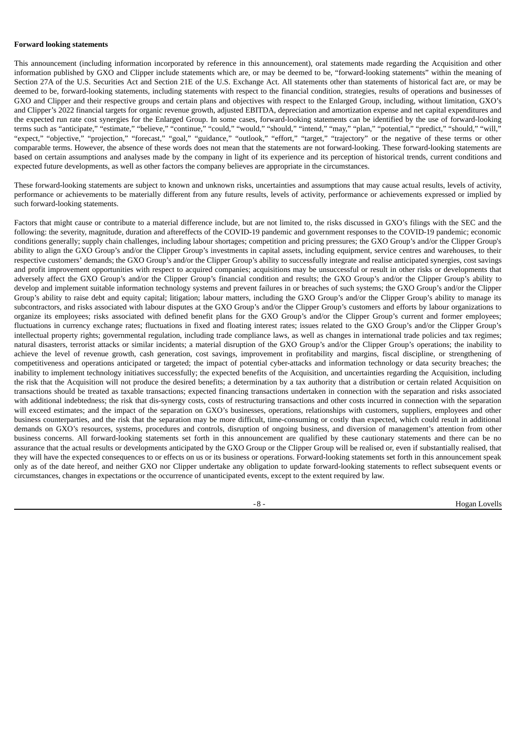**Forward looking statements**

This announcement (including information incorporated by reference in this announcement), oral statements made regarding the Acquisition and other information published by GXO and Clipper include statements which are, or may be deemed to be, "forward-looking statements" within the meaning of Section 27A of the U.S. Securities Act and Section 21E of the U.S. Exchange Act. All statements other than statements of historical fact are, or may be deemed to be, forward-looking statements, including statements with respect to the financial condition, strategies, results of operations and businesses of GXO and Clipper and their respective groups and certain plans and objectives with respect to the Enlarged Group, including, without limitation, GXO's and Clipper's 2022 financial targets for organic revenue growth, adjusted EBITDA, depreciation and amortization expense and net capital expenditures and the expected run rate cost synergies for the Enlarged Group. In some cases, forward-looking statements can be identified by the use of forward-looking terms such as "anticipate," "estimate," "believe," "continue," "could," "would," "should," "intend," "may," "plan," "potential," "predict," "should," "will," "expect," "objective," "projection," "forecast," "goal," "guidance," "outlook," "effort," "target," "trajectory" or the negative of these terms or other comparable terms. However, the absence of these words does not mean that the statements are not forward-looking. These forward-looking statements are based on certain assumptions and analyses made by the company in light of its experience and its perception of historical trends, current conditions and expected future developments, as well as other factors the company believes are appropriate in the circumstances.

These forward-looking statements are subject to known and unknown risks, uncertainties and assumptions that may cause actual results, levels of activity, performance or achievements to be materially different from any future results, levels of activity, performance or achievements expressed or implied by such forward-looking statements.

Factors that might cause or contribute to a material difference include, but are not limited to, the risks discussed in GXO's filings with the SEC and the following: the severity, magnitude, duration and aftereffects of the COVID-19 pandemic and government responses to the COVID-19 pandemic; economic conditions generally; supply chain challenges, including labour shortages; competition and pricing pressures; the GXO Group's and/or the Clipper Group's ability to align the GXO Group's and/or the Clipper Group's investments in capital assets, including equipment, service centres and warehouses, to their respective customers' demands; the GXO Group's and/or the Clipper Group's ability to successfully integrate and realise anticipated synergies, cost savings and profit improvement opportunities with respect to acquired companies; acquisitions may be unsuccessful or result in other risks or developments that adversely affect the GXO Group's and/or the Clipper Group's financial condition and results; the GXO Group's and/or the Clipper Group's ability to develop and implement suitable information technology systems and prevent failures in or breaches of such systems; the GXO Group's and/or the Clipper Group's ability to raise debt and equity capital; litigation; labour matters, including the GXO Group's and/or the Clipper Group's ability to manage its subcontractors, and risks associated with labour disputes at the GXO Group's and/or the Clipper Group's customers and efforts by labour organizations to organize its employees; risks associated with defined benefit plans for the GXO Group's and/or the Clipper Group's current and former employees; fluctuations in currency exchange rates; fluctuations in fixed and floating interest rates; issues related to the GXO Group's and/or the Clipper Group's intellectual property rights; governmental regulation, including trade compliance laws, as well as changes in international trade policies and tax regimes; natural disasters, terrorist attacks or similar incidents; a material disruption of the GXO Group's and/or the Clipper Group's operations; the inability to achieve the level of revenue growth, cash generation, cost savings, improvement in profitability and margins, fiscal discipline, or strengthening of competitiveness and operations anticipated or targeted; the impact of potential cyber-attacks and information technology or data security breaches; the inability to implement technology initiatives successfully; the expected benefits of the Acquisition, and uncertainties regarding the Acquisition, including the risk that the Acquisition will not produce the desired benefits; a determination by a tax authority that a distribution or certain related Acquisition on transactions should be treated as taxable transactions; expected financing transactions undertaken in connection with the separation and risks associated with additional indebtedness; the risk that dis-synergy costs, costs of restructuring transactions and other costs incurred in connection with the separation will exceed estimates; and the impact of the separation on GXO's businesses, operations, relationships with customers, suppliers, employees and other business counterparties, and the risk that the separation may be more difficult, time-consuming or costly than expected, which could result in additional demands on GXO's resources, systems, procedures and controls, disruption of ongoing business, and diversion of management's attention from other business concerns. All forward-looking statements set forth in this announcement are qualified by these cautionary statements and there can be no assurance that the actual results or developments anticipated by the GXO Group or the Clipper Group will be realised or, even if substantially realised, that they will have the expected consequences to or effects on us or its business or operations. Forward-looking statements set forth in this announcement speak only as of the date hereof, and neither GXO nor Clipper undertake any obligation to update forward-looking statements to reflect subsequent events or circumstances, changes in expectations or the occurrence of unanticipated events, except to the extent required by law.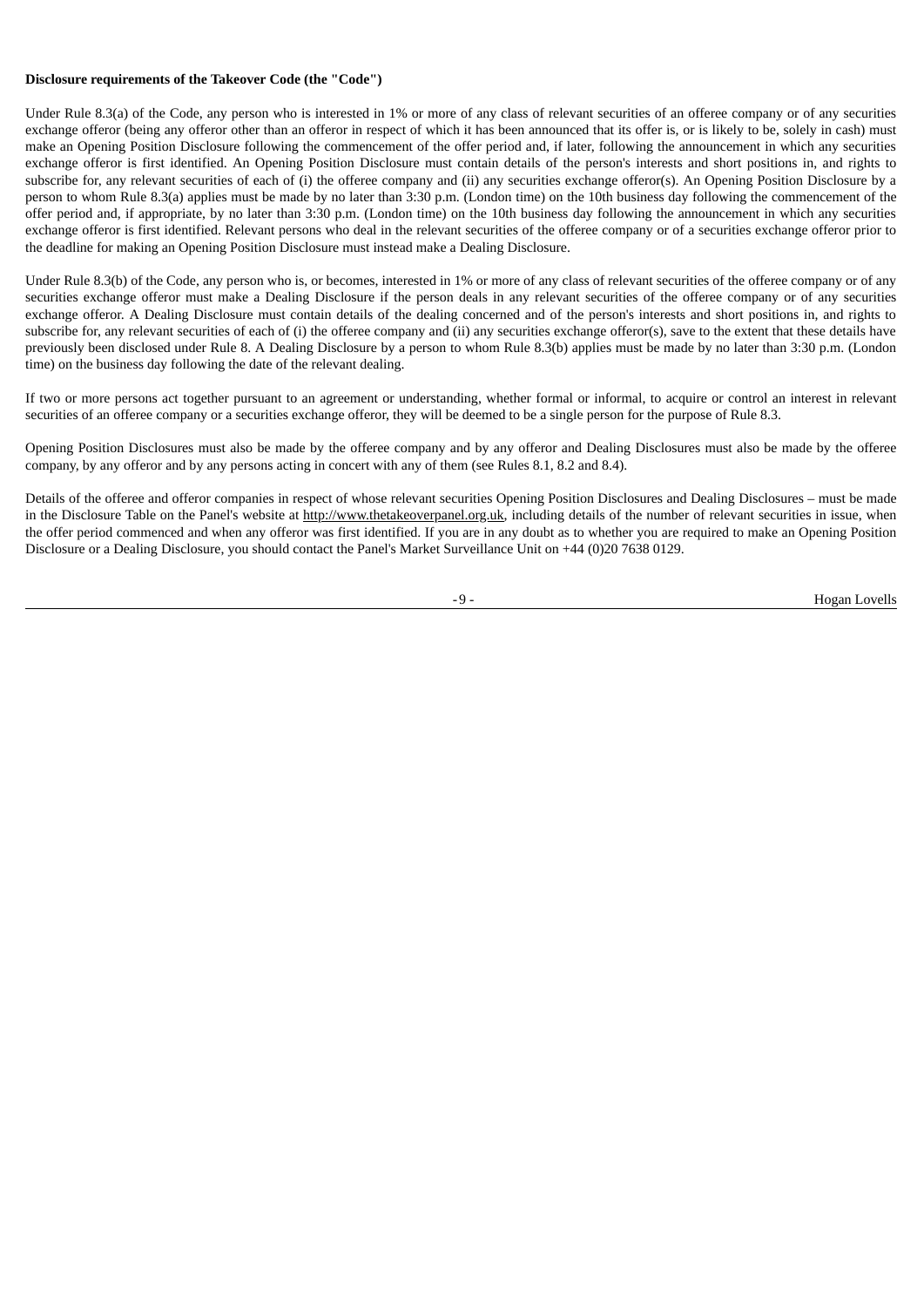**Disclosure requirements of the Takeover Code (the "Code")**

Under Rule 8.3(a) of the Code, any person who is interested in 1% or more of any class of relevant securities of an offeree company or of any securities exchange offeror (being any offeror other than an offeror in respect of which it has been announced that its offer is, or is likely to be, solely in cash) must make an Opening Position Disclosure following the commencement of the offer period and, if later, following the announcement in which any securities exchange offeror is first identified. An Opening Position Disclosure must contain details of the person's interests and short positions in, and rights to subscribe for, any relevant securities of each of (i) the offeree company and (ii) any securities exchange offeror(s). An Opening Position Disclosure by a person to whom Rule 8.3(a) applies must be made by no later than 3:30 p.m. (London time) on the 10th business day following the commencement of the offer period and, if appropriate, by no later than 3:30 p.m. (London time) on the 10th business day following the announcement in which any securities exchange offeror is first identified. Relevant persons who deal in the relevant securities of the offeree company or of a securities exchange offeror prior to the deadline for making an Opening Position Disclosure must instead make a Dealing Disclosure.

Under Rule 8.3(b) of the Code, any person who is, or becomes, interested in 1% or more of any class of relevant securities of the offeree company or of any securities exchange offeror must make a Dealing Disclosure if the person deals in any relevant securities of the offeree company or of any securities exchange offeror. A Dealing Disclosure must contain details of the dealing concerned and of the person's interests and short positions in, and rights to subscribe for, any relevant securities of each of (i) the offeree company and (ii) any securities exchange offeror(s), save to the extent that these details have previously been disclosed under Rule 8. A Dealing Disclosure by a person to whom Rule 8.3(b) applies must be made by no later than 3:30 p.m. (London time) on the business day following the date of the relevant dealing.

If two or more persons act together pursuant to an agreement or understanding, whether formal or informal, to acquire or control an interest in relevant securities of an offeree company or a securities exchange offeror, they will be deemed to be a single person for the purpose of Rule 8.3.

Opening Position Disclosures must also be made by the offeree company and by any offeror and Dealing Disclosures must also be made by the offeree company, by any offeror and by any persons acting in concert with any of them (see Rules 8.1, 8.2 and 8.4).

Details of the offeree and offeror companies in respect of whose relevant securities Opening Position Disclosures and Dealing Disclosures – must be made in the Disclosure Table on the Panel's website at http://www.thetakeoverpanel.org.uk, including details of the number of relevant securities in issue, when the offer period commenced and when any offeror was first identified. If you are in any doubt as to whether you are required to make an Opening Position Disclosure or a Dealing Disclosure, you should contact the Panel's Market Surveillance Unit on +44 (0)20 7638 0129.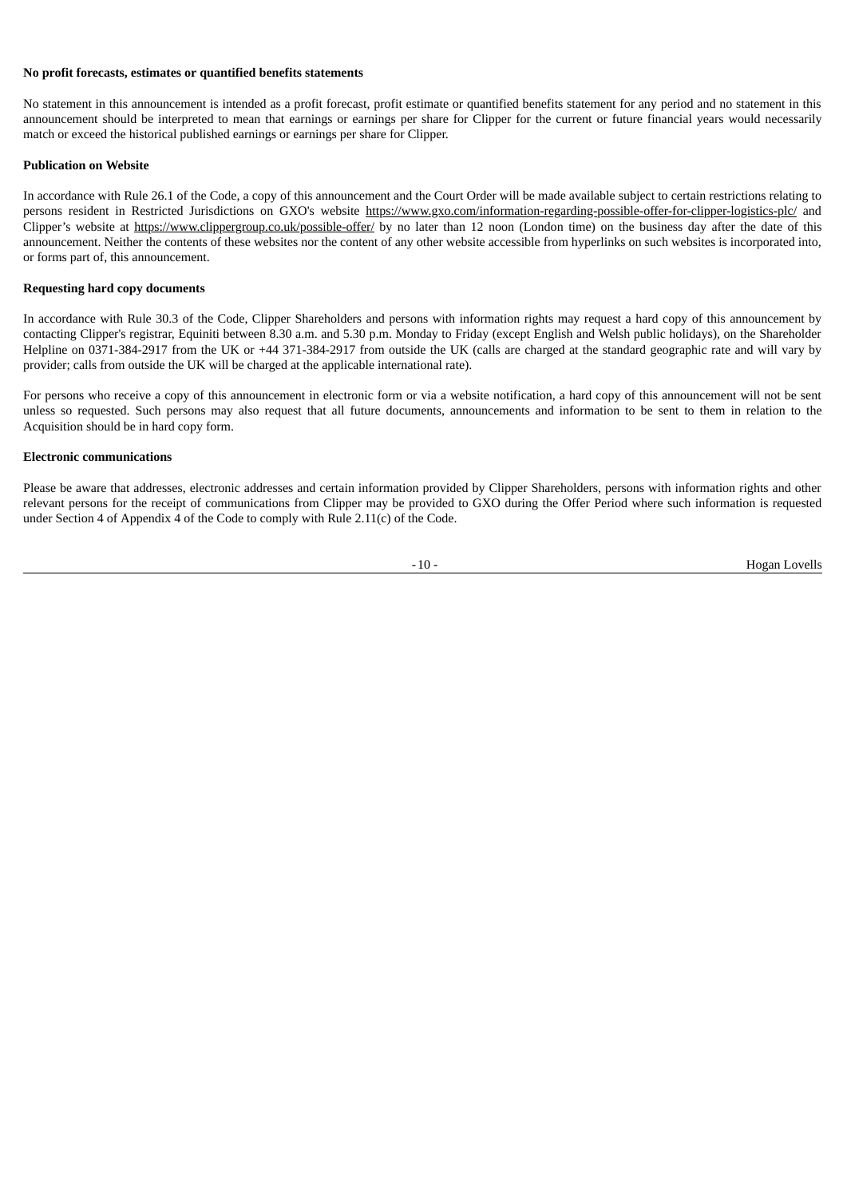**No profit forecasts, estimates or quantified benefits statements**

No statement in this announcement is intended as a profit forecast, profit estimate or quantified benefits statement for any period and no statement in this announcement should be interpreted to mean that earnings or earnings per share for Clipper for the current or future financial years would necessarily match or exceed the historical published earnings or earnings per share for Clipper.

**Publication on Website**

In accordance with Rule 26.1 of the Code, a copy of this announcement and the Court Order will be made available subject to certain restrictions relating to persons resident in Restricted Jurisdictions on GXO's website https://www.gxo.com/information-regarding-possible-offer-for-clipper-logistics-plc/ and Clipper's website at https://www.clippergroup.co.uk/possible-offer/ by no later than 12 noon (London time) on the business day after the date of this announcement. Neither the contents of these websites nor the content of any other website accessible from hyperlinks on such websites is incorporated into, or forms part of, this announcement.

**Requesting hard copy documents**

In accordance with Rule 30.3 of the Code, Clipper Shareholders and persons with information rights may request a hard copy of this announcement by contacting Clipper's registrar, Equiniti between 8.30 a.m. and 5.30 p.m. Monday to Friday (except English and Welsh public holidays), on the Shareholder Helpline on 0371-384-2917 from the UK or +44 371-384-2917 from outside the UK (calls are charged at the standard geographic rate and will vary by provider; calls from outside the UK will be charged at the applicable international rate).

For persons who receive a copy of this announcement in electronic form or via a website notification, a hard copy of this announcement will not be sent unless so requested. Such persons may also request that all future documents, announcements and information to be sent to them in relation to the Acquisition should be in hard copy form.

**Electronic communications**

Please be aware that addresses, electronic addresses and certain information provided by Clipper Shareholders, persons with information rights and other relevant persons for the receipt of communications from Clipper may be provided to GXO during the Offer Period where such information is requested under Section 4 of Appendix 4 of the Code to comply with Rule 2.11(c) of the Code.